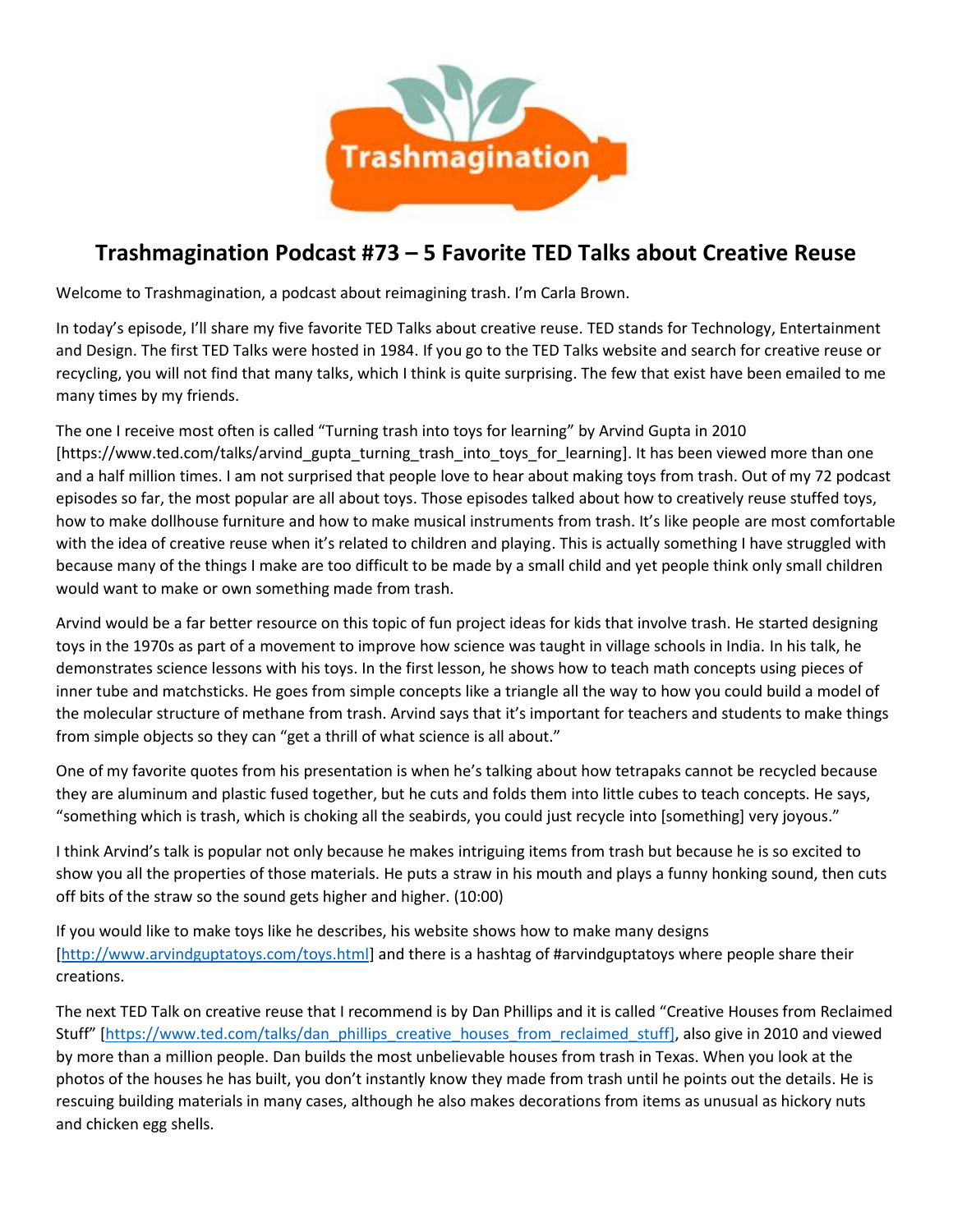# Trashmagination Podcast #73 – 5 Favorite TED Talks about Creative Reuse

Welcome to Trashmagination, a podcast about reimagining trash. I'm Carla Brown.

In today's episode, I'll share my five favorite TED Talks about creative reuse. TED stands for Technology, Entertainment and Design. The first TED Talks were hosted in 1984. If you go to the TED Talks website and search for creative reuse or recycling, you will not find that many talks, which I think is quite surprising. The few that exist have been emailed to me many times by my friends.

The one I receive most often is called "Turning trash into toys for learning" by Arvind Gupta in 2010 [https://www.ted.com/talks/arvind_gupta_turning_trash_into_toys_for_learning]. It has been viewed more than one and a half million times. I am not surprised that people love to hear about making toys from trash. Out of my 72 podcast episodes so far, the most popular are all about toys. Those episodes talked about how to creatively reuse stuffed toys, how to make dollhouse furniture and how to make musical instruments from trash. It's like people are most comfortable with the idea of creative reuse when it's related to children and playing. This is actually something I have struggled with because many of the things I make are too difficult to be made by a small child and yet people think only small children would want to make or own something made from trash.

Arvind would be a far better resource on this topic of fun project ideas for kids that involve trash. He started designing toys in the 1970s as part of a movement to improve how science was taught in village schools in India. In his talk, he demonstrates science lessons with his toys. In the first lesson, he shows how to teach math concepts using pieces of inner tube and matchsticks. He goes from simple concepts like a triangle all the way to how you could build a model of the molecular structure of methane from trash. Arvind says that it's important for teachers and students to make things from simple objects so they can "get a thrill of what science is all about."

One of my favorite quotes from his presentation is when he's talking about how tetrapaks cannot be recycled because they are aluminum and plastic fused together, but he cuts and folds them into little cubes to teach concepts. He says, "something which is trash, which is choking all the seabirds, you could just recycle into [something] very joyous."

I think Arvind's talk is popular not only because he makes intriguing items from trash but because he is so excited to show you all the properties of those materials. He puts a straw in his mouth and plays a funny honking sound, then cuts off bits of the straw so the sound gets higher and higher. (10:00)

If you would like to make toys like he describes, his website shows how to make many designs [http://www.arvindguptatoys.com/toys.html] and there is a hashtag of #arvindguptatoys where people share their creations.

The next TED Talk on creative reuse that I recommend is by Dan Phillips and it is called "Creative Houses from Reclaimed Stuff" [https://www.ted.com/talks/dan_phillips_creative_houses_from_reclaimed_stuff], also give in 2010 and viewed by more than a million people. Dan builds the most unbelievable houses from trash in Texas. When you look at the photos of the houses he has built, you don't instantly know they made from trash until he points out the details. He is rescuing building materials in many cases, although he also makes decorations from items as unusual as hickory nuts and chicken egg shells.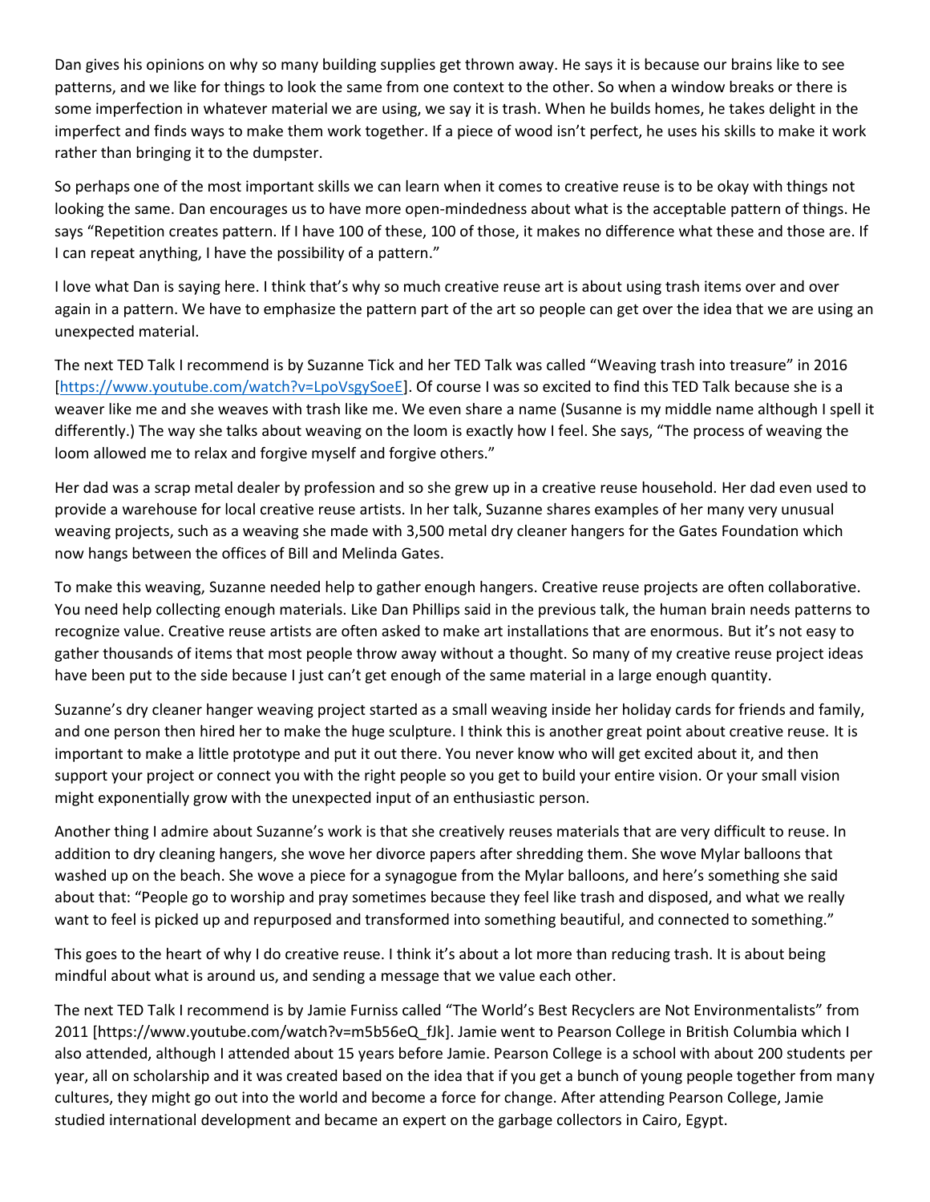Dan gives his opinions on why so many building supplies get thrown away. He says it is because our brains like to see patterns, and we like for things to look the same from one context to the other. So when a window breaks or there is some imperfection in whatever material we are using, we say it is trash. When he builds homes, he takes delight in the imperfect and finds ways to make them work together. If a piece of wood isn't perfect, he uses his skills to make it work rather than bringing it to the dumpster.

So perhaps one of the most important skills we can learn when it comes to creative reuse is to be okay with things not looking the same. Dan encourages us to have more open-mindedness about what is the acceptable pattern of things. He says "Repetition creates pattern. If I have 100 of these, 100 of those, it makes no difference what these and those are. If I can repeat anything, I have the possibility of a pattern."

I love what Dan is saying here. I think that's why so much creative reuse art is about using trash items over and over again in a pattern. We have to emphasize the pattern part of the art so people can get over the idea that we are using an unexpected material.

The next TED Talk I recommend is by Suzanne Tick and her TED Talk was called "Weaving trash into treasure" in 2016 [https://www.youtube.com/watch?v=LpoVsgySoeE]. Of course I was so excited to find this TED Talk because she is a weaver like me and she weaves with trash like me. We even share a name (Susanne is my middle name although I spell it differently.) The way she talks about weaving on the loom is exactly how I feel. She says, "The process of weaving the loom allowed me to relax and forgive myself and forgive others."

Her dad was a scrap metal dealer by profession and so she grew up in a creative reuse household. Her dad even used to provide a warehouse for local creative reuse artists. In her talk, Suzanne shares examples of her many very unusual weaving projects, such as a weaving she made with 3,500 metal dry cleaner hangers for the Gates Foundation which now hangs between the offices of Bill and Melinda Gates.

To make this weaving, Suzanne needed help to gather enough hangers. Creative reuse projects are often collaborative. You need help collecting enough materials. Like Dan Phillips said in the previous talk, the human brain needs patterns to recognize value. Creative reuse artists are often asked to make art installations that are enormous. But it's not easy to gather thousands of items that most people throw away without a thought. So many of my creative reuse project ideas have been put to the side because I just can't get enough of the same material in a large enough quantity.

Suzanne's dry cleaner hanger weaving project started as a small weaving inside her holiday cards for friends and family, and one person then hired her to make the huge sculpture. I think this is another great point about creative reuse. It is important to make a little prototype and put it out there. You never know who will get excited about it, and then support your project or connect you with the right people so you get to build your entire vision. Or your small vision might exponentially grow with the unexpected input of an enthusiastic person.

Another thing I admire about Suzanne's work is that she creatively reuses materials that are very difficult to reuse. In addition to dry cleaning hangers, she wove her divorce papers after shredding them. She wove Mylar balloons that washed up on the beach. She wove a piece for a synagogue from the Mylar balloons, and here's something she said about that: "People go to worship and pray sometimes because they feel like trash and disposed, and what we really want to feel is picked up and repurposed and transformed into something beautiful, and connected to something."

This goes to the heart of why I do creative reuse. I think it's about a lot more than reducing trash. It is about being mindful about what is around us, and sending a message that we value each other.

The next TED Talk I recommend is by Jamie Furniss called "The World's Best Recyclers are Not Environmentalists" from 2011 [https://www.youtube.com/watch?v=m5b56eQ_fJk]. Jamie went to Pearson College in British Columbia which I also attended, although I attended about 15 years before Jamie. Pearson College is a school with about 200 students per year, all on scholarship and it was created based on the idea that if you get a bunch of young people together from many cultures, they might go out into the world and become a force for change. After attending Pearson College, Jamie studied international development and became an expert on the garbage collectors in Cairo, Egypt.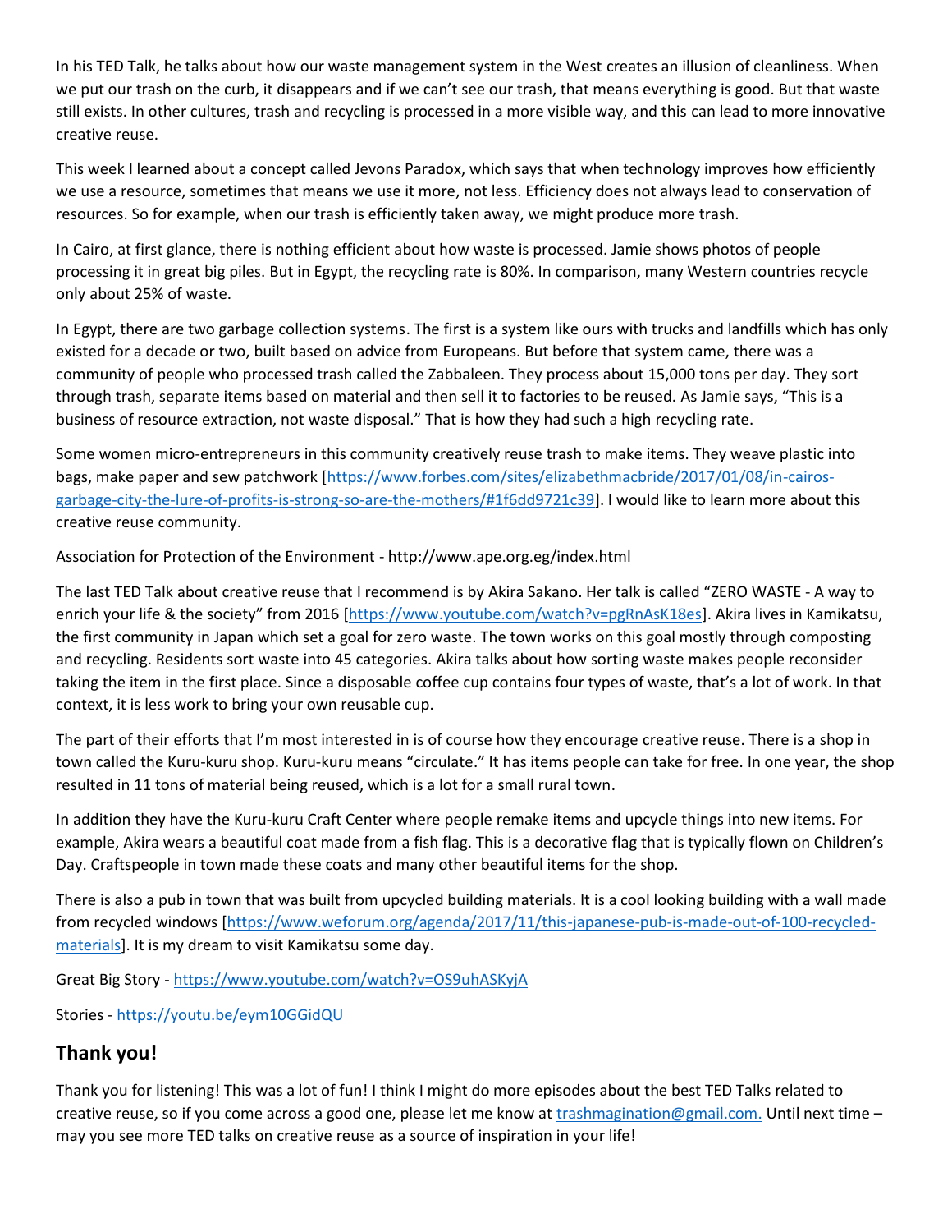In his TED Talk, he talks about how our waste management system in the West creates an illusion of cleanliness. When we put our trash on the curb, it disappears and if we can't see our trash, that means everything is good. But that waste still exists. In other cultures, trash and recycling is processed in a more visible way, and this can lead to more innovative creative reuse.

This week I learned about a concept called Jevons Paradox, which says that when technology improves how efficiently we use a resource, sometimes that means we use it more, not less. Efficiency does not always lead to conservation of resources. So for example, when our trash is efficiently taken away, we might produce more trash.

In Cairo, at first glance, there is nothing efficient about how waste is processed. Jamie shows photos of people processing it in great big piles. But in Egypt, the recycling rate is 80%. In comparison, many Western countries recycle only about 25% of waste.

In Egypt, there are two garbage collection systems. The first is a system like ours with trucks and landfills which has only existed for a decade or two, built based on advice from Europeans. But before that system came, there was a community of people who processed trash called the Zabbaleen. They process about 15,000 tons per day. They sort through trash, separate items based on material and then sell it to factories to be reused. As Jamie says, "This is a business of resource extraction, not waste disposal." That is how they had such a high recycling rate.

Some women micro-entrepreneurs in this community creatively reuse trash to make items. They weave plastic into bags, make paper and sew patchwork [https://www.forbes.com/sites/elizabethmacbride/2017/01/08/in-cairos-garbage-city-the-lure-of-profits-is-strong-so-are-the-mothers/#1f6dd9721c39]. I would like to learn more about this creative reuse community.

Association for Protection of the Environment - http://www.ape.org.eg/index.html

The last TED Talk about creative reuse that I recommend is by Akira Sakano. Her talk is called "ZERO WASTE - A way to enrich your life & the society" from 2016 [https://www.youtube.com/watch?v=pgRnAsK18es]. Akira lives in Kamikatsu, the first community in Japan which set a goal for zero waste. The town works on this goal mostly through composting and recycling. Residents sort waste into 45 categories. Akira talks about how sorting waste makes people reconsider taking the item in the first place. Since a disposable coffee cup contains four types of waste, that's a lot of work. In that context, it is less work to bring your own reusable cup.

The part of their efforts that I'm most interested in is of course how they encourage creative reuse. There is a shop in town called the Kuru-kuru shop. Kuru-kuru means "circulate." It has items people can take for free. In one year, the shop resulted in 11 tons of material being reused, which is a lot for a small rural town.

In addition they have the Kuru-kuru Craft Center where people remake items and upcycle things into new items. For example, Akira wears a beautiful coat made from a fish flag. This is a decorative flag that is typically flown on Children's Day. Craftspeople in town made these coats and many other beautiful items for the shop.

There is also a pub in town that was built from upcycled building materials. It is a cool looking building with a wall made from recycled windows [https://www.weforum.org/agenda/2017/11/this-japanese-pub-is-made-out-of-100-recycled-materials]. It is my dream to visit Kamikatsu some day.

Great Big Story - https://www.youtube.com/watch?v=OS9uhASKyjA

Stories - https://youtu.be/eym10GGidQU

## Thank you!

Thank you for listening! This was a lot of fun! I think I might do more episodes about the best TED Talks related to creative reuse, so if you come across a good one, please let me know at trashmagination@gmail.com. Until next time – may you see more TED talks on creative reuse as a source of inspiration in your life!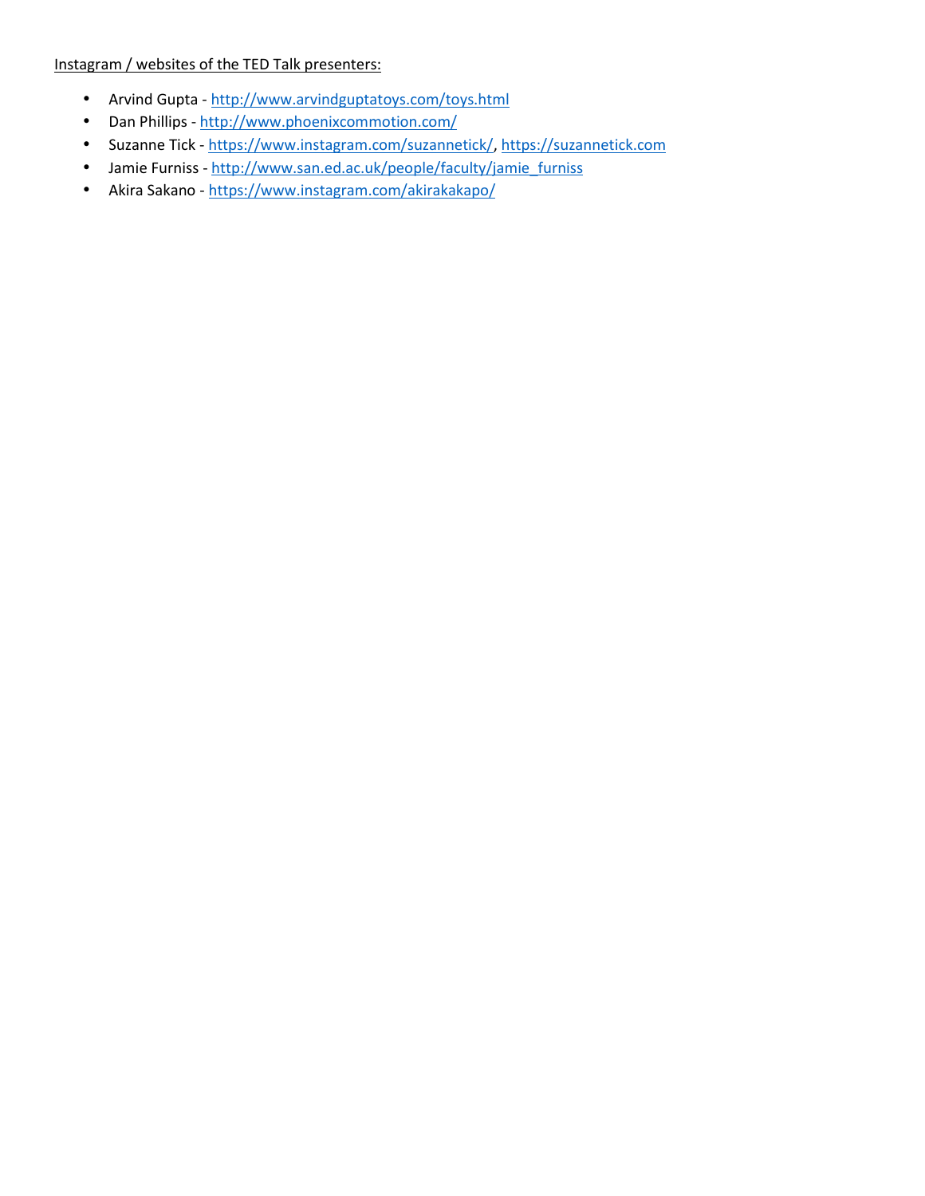Instagram / websites of the TED Talk presenters:

- Arvind Gupta - http://www.arvindguptatoys.com/toys.html
- Dan Phillips - http://www.phoenixcommotion.com/
- Suzanne Tick - https://www.instagram.com/suzannetick/, https://suzannetick.com
- Jamie Furniss - http://www.san.ed.ac.uk/people/faculty/jamie_furniss
- Akira Sakano - https://www.instagram.com/akirakakapo/